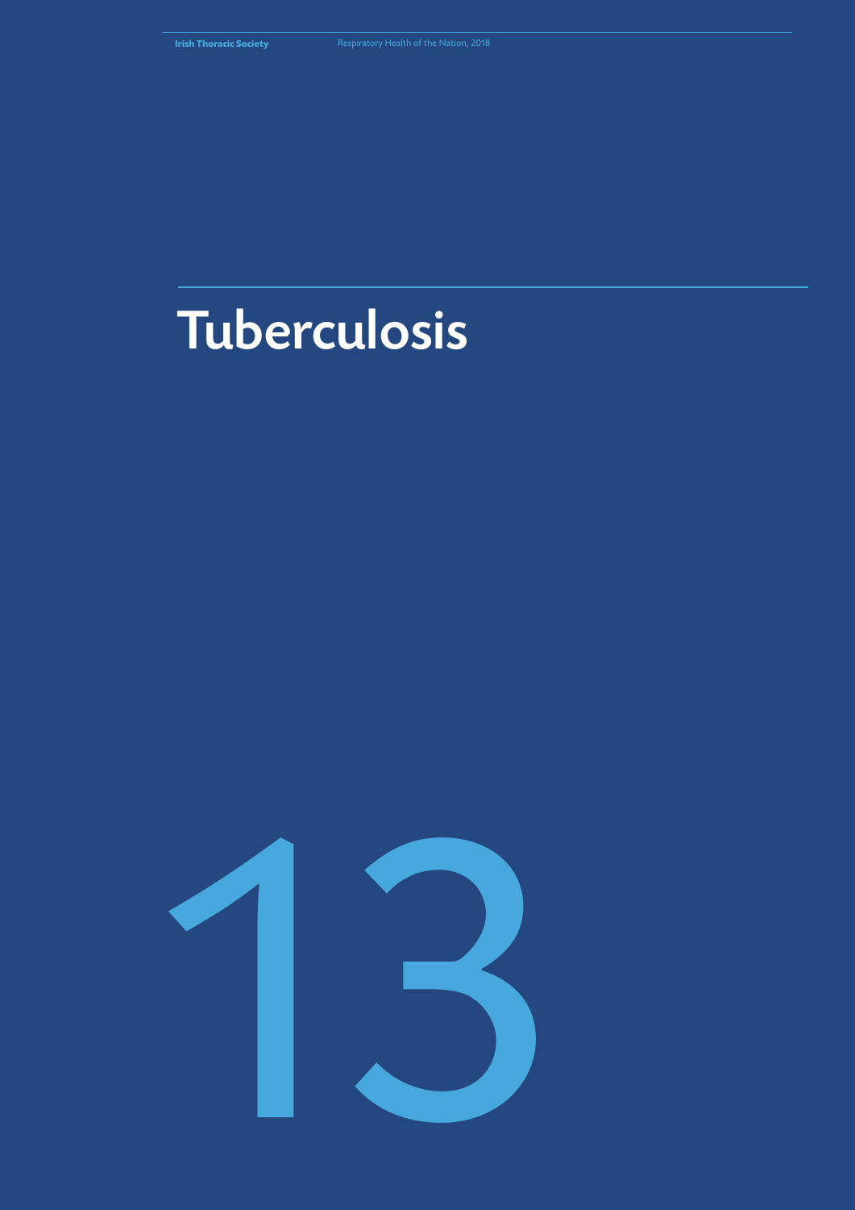# Tuberculosis

13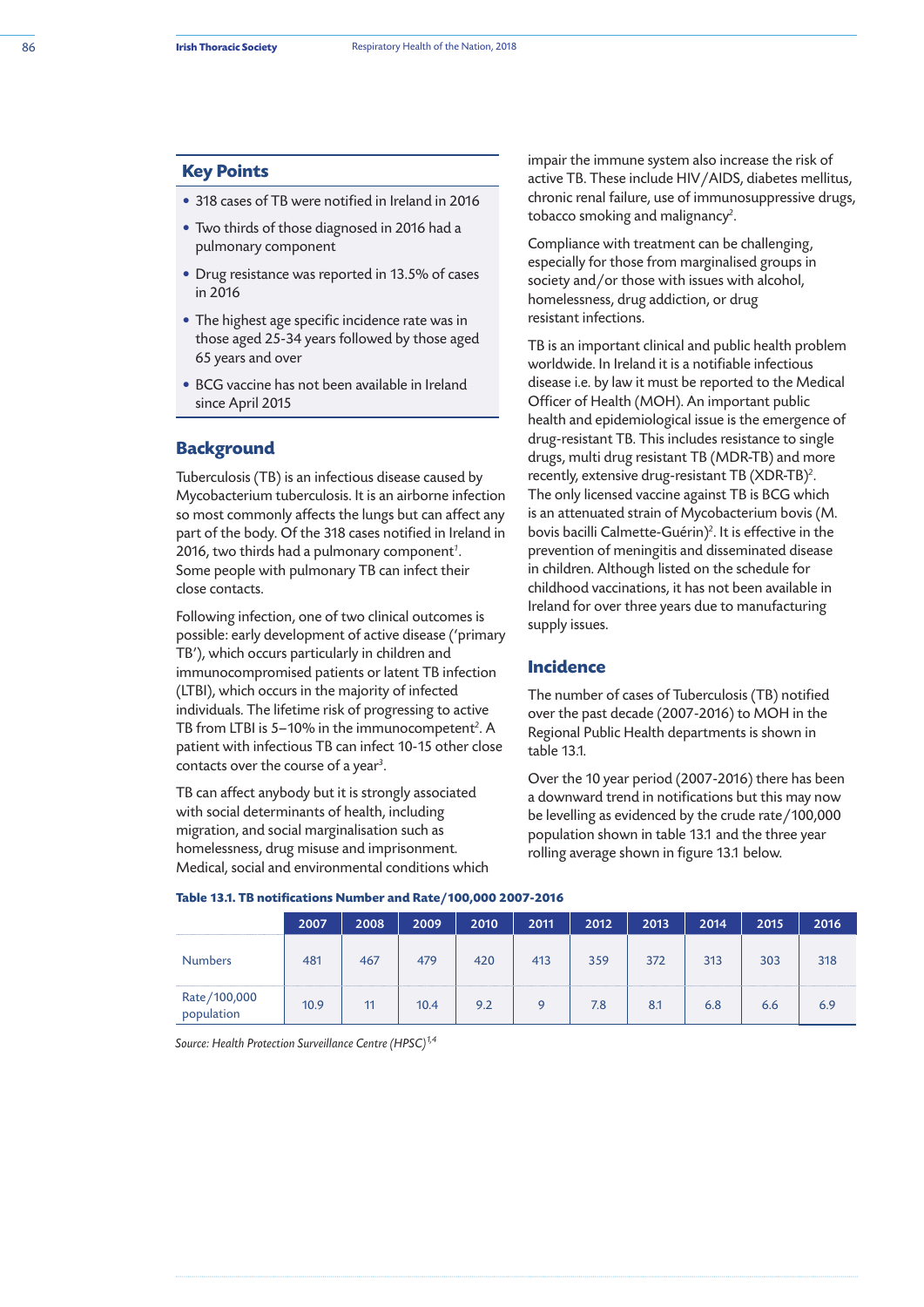## Key Points

- 318 cases of TB were notified in Ireland in 2016
- Two thirds of those diagnosed in 2016 had a pulmonary component
- Drug resistance was reported in 13.5% of cases in 2016
- The highest age specific incidence rate was in those aged 25-34 years followed by those aged 65 years and over
- BCG vaccine has not been available in Ireland since April 2015

## Background

Tuberculosis (TB) is an infectious disease caused by Mycobacterium tuberculosis. It is an airborne infection so most commonly affects the lungs but can affect any part of the body. Of the 318 cases notified in Ireland in 2016, two thirds had a pulmonary component[1]. Some people with pulmonary TB can infect their close contacts.

Following infection, one of two clinical outcomes is possible: early development of active disease ('primary TB'), which occurs particularly in children and immunocompromised patients or latent TB infection (LTBI), which occurs in the majority of infected individuals. The lifetime risk of progressing to active TB from LTBI is 5–10% in the immunocompetent[2]. A patient with infectious TB can infect 10-15 other close contacts over the course of a year[3].

TB can affect anybody but it is strongly associated with social determinants of health, including migration, and social marginalisation such as homelessness, drug misuse and imprisonment. Medical, social and environmental conditions which impair the immune system also increase the risk of active TB. These include HIV/AIDS, diabetes mellitus, chronic renal failure, use of immunosuppressive drugs, tobacco smoking and malignancy[2].

Compliance with treatment can be challenging, especially for those from marginalised groups in society and/or those with issues with alcohol, homelessness, drug addiction, or drug resistant infections.

TB is an important clinical and public health problem worldwide. In Ireland it is a notifiable infectious disease i.e. by law it must be reported to the Medical Officer of Health (MOH). An important public health and epidemiological issue is the emergence of drug-resistant TB. This includes resistance to single drugs, multi drug resistant TB (MDR-TB) and more recently, extensive drug-resistant TB (XDR-TB)[2]. The only licensed vaccine against TB is BCG which is an attenuated strain of Mycobacterium bovis (M. bovis bacilli Calmette-Guérin)[2]. It is effective in the prevention of meningitis and disseminated disease in children. Although listed on the schedule for childhood vaccinations, it has not been available in Ireland for over three years due to manufacturing supply issues.

## Incidence

The number of cases of Tuberculosis (TB) notified over the past decade (2007-2016) to MOH in the Regional Public Health departments is shown in table 13.1.

Over the 10 year period (2007-2016) there has been a downward trend in notifications but this may now be levelling as evidenced by the crude rate/100,000 population shown in table 13.1 and the three year rolling average shown in figure 13.1 below.

**Table 13.1. TB notifications Number and Rate/100,000 2007-2016**

| | 2007 | 2008 | 2009 | 2010 | 2011 | 2012 | 2013 | 2014 | 2015 | 2016 |
|---|---|---|---|---|---|---|---|---|---|---|
| Numbers | 481 | 467 | 479 | 420 | 413 | 359 | 372 | 313 | 303 | 318 |
| Rate/100,000 population | 10.9 | 11 | 10.4 | 9.2 | 9 | 7.8 | 8.1 | 6.8 | 6.6 | 6.9 |

*Source: Health Protection Surveillance Centre (HPSC)*[1,4]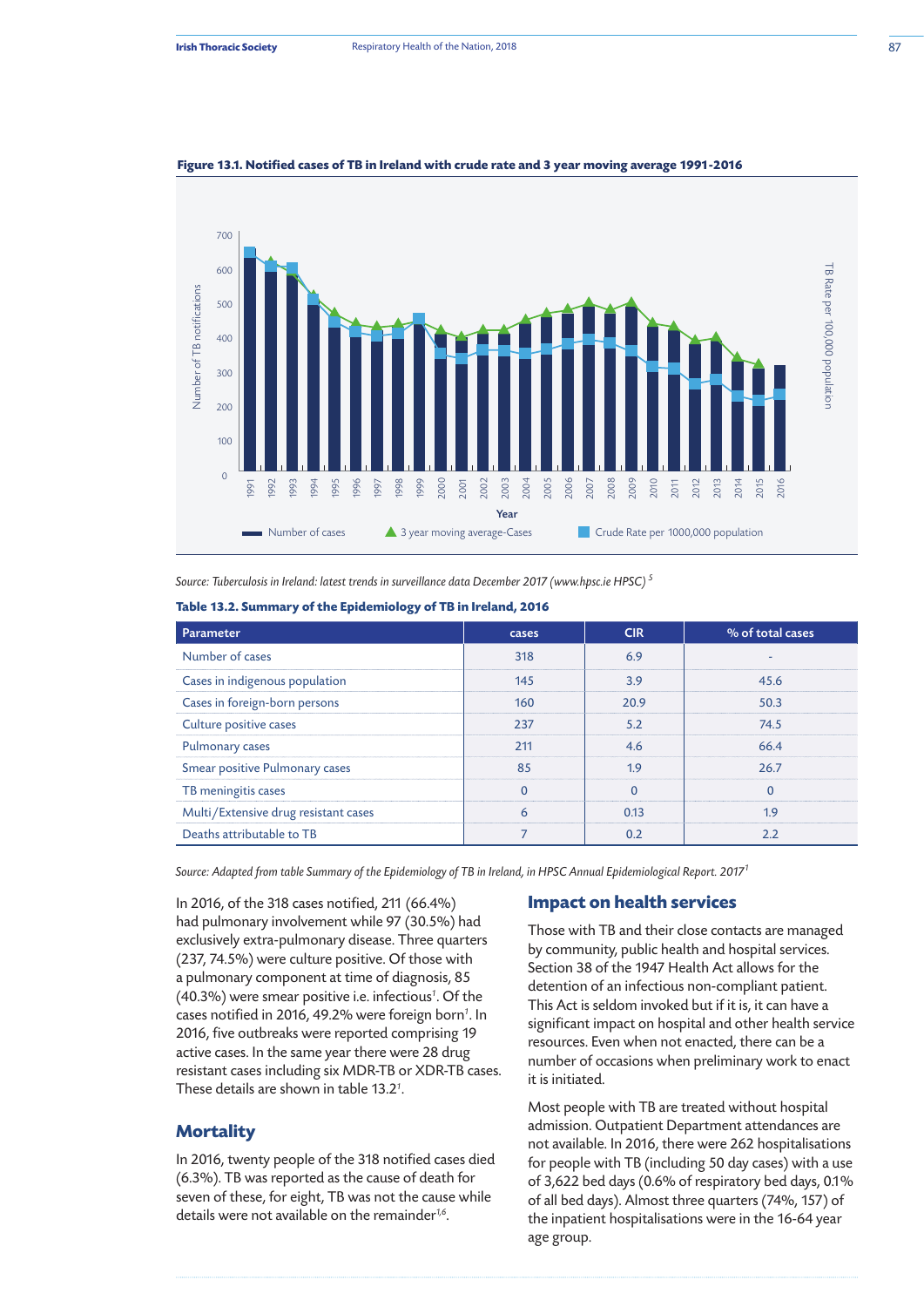**Figure 13.1. Notified cases of TB in Ireland with crude rate and 3 year moving average 1991-2016**

Number of TB notifications

700
600
500
400
300
200
100
0

1991 1992 1993 1994 1995 1996 1997 1998 1999 2000 2001 2002 2003 2004 2005 2006 2007 2008 2009 2010 2011 2012 2013 2014 2015 2016

Year

TB Rate per 100,000 population

Number of cases
3 year moving average-Cases
Crude Rate per 1000,000 population

*Source: Tuberculosis in Ireland: latest trends in surveillance data December 2017 (www.hpsc.ie HPSC)* [5]

**Table 13.2. Summary of the Epidemiology of TB in Ireland, 2016**

| Parameter | cases | CIR | % of total cases |
|---|---|---|---|
| Number of cases | 318 | 6.9 | - |
| Cases in indigenous population | 145 | 3.9 | 45.6 |
| Cases in foreign-born persons | 160 | 20.9 | 50.3 |
| Culture positive cases | 237 | 5.2 | 74.5 |
| Pulmonary cases | 211 | 4.6 | 66.4 |
| Smear positive Pulmonary cases | 85 | 1.9 | 26.7 |
| TB meningitis cases | 0 | 0 | 0 |
| Multi/Extensive drug resistant cases | 6 | 0.13 | 1.9 |
| Deaths attributable to TB | 7 | 0.2 | 2.2 |

*Source: Adapted from table Summary of the Epidemiology of TB in Ireland, in HPSC Annual Epidemiological Report. 2017*[1]

In 2016, of the 318 cases notified, 211 (66.4%) had pulmonary involvement while 97 (30.5%) had exclusively extra-pulmonary disease. Three quarters (237, 74.5%) were culture positive. Of those with a pulmonary component at time of diagnosis, 85 (40.3%) were smear positive i.e. infectious[1]. Of the cases notified in 2016, 49.2% were foreign born[1]. In 2016, five outbreaks were reported comprising 19 active cases. In the same year there were 28 drug resistant cases including six MDR-TB or XDR-TB cases. These details are shown in table 13.2[1].

## Mortality

In 2016, twenty people of the 318 notified cases died (6.3%). TB was reported as the cause of death for seven of these, for eight, TB was not the cause while details were not available on the remainder[1,6].

## Impact on health services

Those with TB and their close contacts are managed by community, public health and hospital services. Section 38 of the 1947 Health Act allows for the detention of an infectious non-compliant patient. This Act is seldom invoked but if it is, it can have a significant impact on hospital and other health service resources. Even when not enacted, there can be a number of occasions when preliminary work to enact it is initiated.

Most people with TB are treated without hospital admission. Outpatient Department attendances are not available. In 2016, there were 262 hospitalisations for people with TB (including 50 day cases) with a use of 3,622 bed days (0.6% of respiratory bed days, 0.1% of all bed days). Almost three quarters (74%, 157) of the inpatient hospitalisations were in the 16-64 year age group.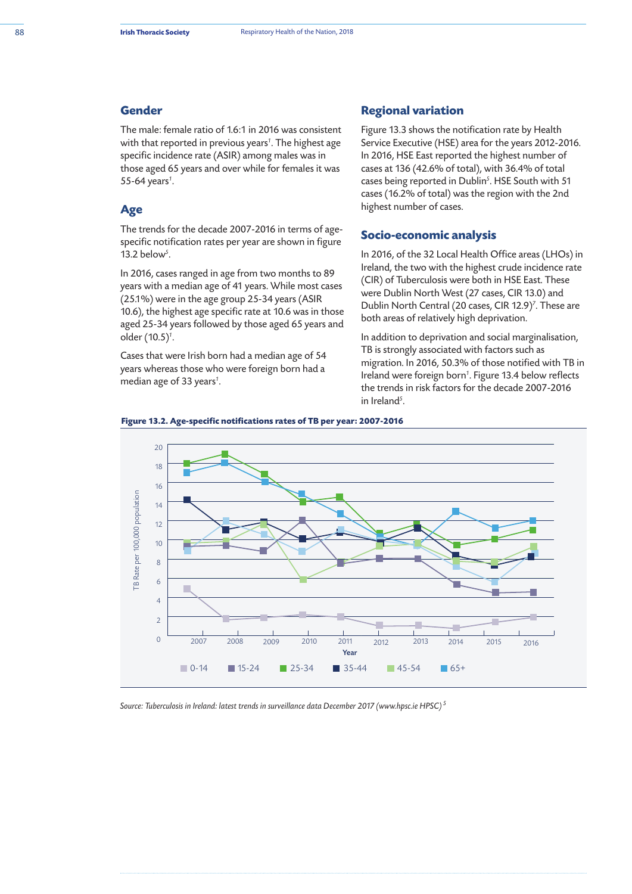## Gender

The male: female ratio of 1.6:1 in 2016 was consistent with that reported in previous years[1]. The highest age specific incidence rate (ASIR) among males was in those aged 65 years and over while for females it was 55-64 years[1].

## Age

The trends for the decade 2007-2016 in terms of age-specific notification rates per year are shown in figure 13.2 below[5].

In 2016, cases ranged in age from two months to 89 years with a median age of 41 years. While most cases (25.1%) were in the age group 25-34 years (ASIR 10.6), the highest age specific rate at 10.6 was in those aged 25-34 years followed by those aged 65 years and older (10.5)[1].

Cases that were Irish born had a median age of 54 years whereas those who were foreign born had a median age of 33 years[1].

## Regional variation

Figure 13.3 shows the notification rate by Health Service Executive (HSE) area for the years 2012-2016. In 2016, HSE East reported the highest number of cases at 136 (42.6% of total), with 36.4% of total cases being reported in Dublin[5]. HSE South with 51 cases (16.2% of total) was the region with the 2nd highest number of cases.

## Socio-economic analysis

In 2016, of the 32 Local Health Office areas (LHOs) in Ireland, the two with the highest crude incidence rate (CIR) of Tuberculosis were both in HSE East. These were Dublin North West (27 cases, CIR 13.0) and Dublin North Central (20 cases, CIR 12.9)[7]. These are both areas of relatively high deprivation.

In addition to deprivation and social marginalisation, TB is strongly associated with factors such as migration. In 2016, 50.3% of those notified with TB in Ireland were foreign born[1]. Figure 13.4 below reflects the trends in risk factors for the decade 2007-2016 in Ireland[5].

**Figure 13.2. Age-specific notifications rates of TB per year: 2007-2016**

*Source: Tuberculosis in Ireland: latest trends in surveillance data December 2017 (www.hpsc.ie HPSC)* [5]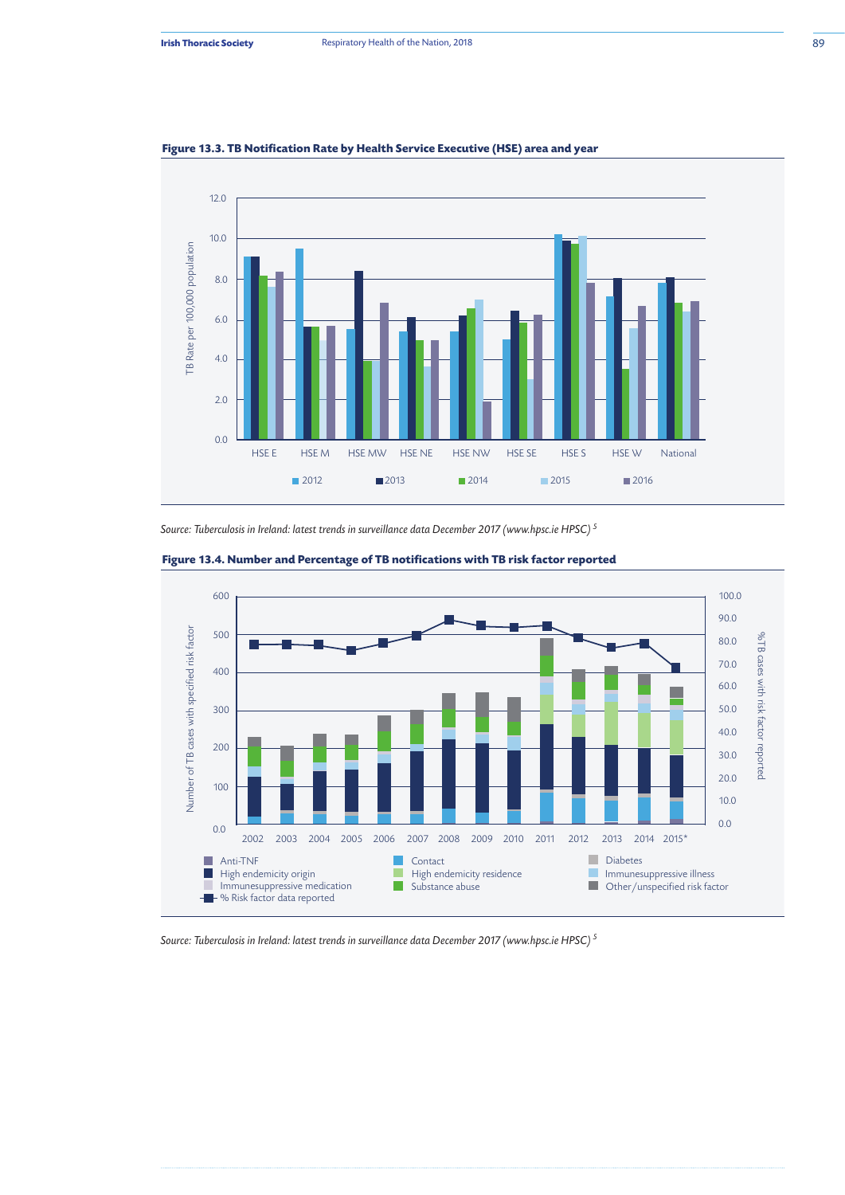**Figure 13.3. TB Notification Rate by Health Service Executive (HSE) area and year**

TB Rate per 100,000 population

12.0
10.0
8.0
6.0
4.0
2.0
0.0

HSE E
HSE M
HSE MW
HSE NE
HSE NW
HSE SE
HSE S
HSE W
National

2012
2013
2014
2015
2016

*Source: Tuberculosis in Ireland: latest trends in surveillance data December 2017 (www.hpsc.ie HPSC)* [5]

**Figure 13.4. Number and Percentage of TB notifications with TB risk factor reported**

Number of TB cases with specified risk factor

600
500
400
300
200
100
0.0

%TB cases with risk factor reported

100.0
90.0
80.0
70.0
60.0
50.0
40.0
30.0
20.0
10.0
0.0

2002
2003
2004
2005
2006
2007
2008
2009
2010
2011
2012
2013
2014
2015*

Anti-TNF
High endemicity origin
Immunesuppressive medication
% Risk factor data reported
Contact
High endemicity residence
Substance abuse
Diabetes
Immunesuppressive illness
Other/unspecified risk factor

*Source: Tuberculosis in Ireland: latest trends in surveillance data December 2017 (www.hpsc.ie HPSC)* [5]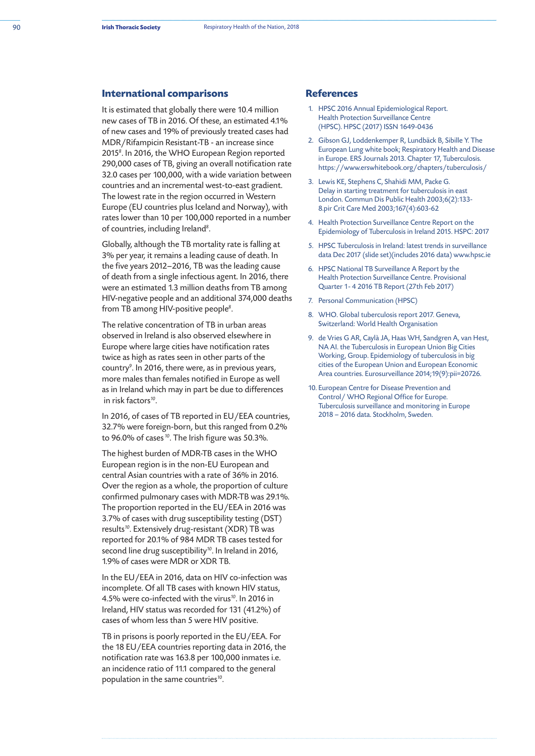## International comparisons

It is estimated that globally there were 10.4 million new cases of TB in 2016. Of these, an estimated 4.1% of new cases and 19% of previously treated cases had MDR/Rifampicin Resistant-TB - an increase since 2015[8]. In 2016, the WHO European Region reported 290,000 cases of TB, giving an overall notification rate 32.0 cases per 100,000, with a wide variation between countries and an incremental west-to-east gradient. The lowest rate in the region occurred in Western Europe (EU countries plus Iceland and Norway), with rates lower than 10 per 100,000 reported in a number of countries, including Ireland[8].

Globally, although the TB mortality rate is falling at 3% per year, it remains a leading cause of death. In the five years 2012–2016, TB was the leading cause of death from a single infectious agent. In 2016, there were an estimated 1.3 million deaths from TB among HIV-negative people and an additional 374,000 deaths from TB among HIV-positive people[8].

The relative concentration of TB in urban areas observed in Ireland is also observed elsewhere in Europe where large cities have notification rates twice as high as rates seen in other parts of the country[9]. In 2016, there were, as in previous years, more males than females notified in Europe as well as in Ireland which may in part be due to differences in risk factors[10].

In 2016, of cases of TB reported in EU/EEA countries, 32.7% were foreign-born, but this ranged from 0.2% to 96.0% of cases[10]. The Irish figure was 50.3%.

The highest burden of MDR-TB cases in the WHO European region is in the non-EU European and central Asian countries with a rate of 36% in 2016. Over the region as a whole, the proportion of culture confirmed pulmonary cases with MDR-TB was 29.1%. The proportion reported in the EU/EEA in 2016 was 3.7% of cases with drug susceptibility testing (DST) results[10]. Extensively drug-resistant (XDR) TB was reported for 20.1% of 984 MDR TB cases tested for second line drug susceptibility[10]. In Ireland in 2016, 1.9% of cases were MDR or XDR TB.

In the EU/EEA in 2016, data on HIV co-infection was incomplete. Of all TB cases with known HIV status, 4.5% were co-infected with the virus[10]. In 2016 in Ireland, HIV status was recorded for 131 (41.2%) of cases of whom less than 5 were HIV positive.

TB in prisons is poorly reported in the EU/EEA. For the 18 EU/EEA countries reporting data in 2016, the notification rate was 163.8 per 100,000 inmates i.e. an incidence ratio of 11.1 compared to the general population in the same countries[10].

## References

1. HPSC 2016 Annual Epidemiological Report. Health Protection Surveillance Centre (HPSC). HPSC (2017) ISSN 1649-0436
2. Gibson GJ, Loddenkemper R, Lundbäck B, Sibille Y. The European Lung white book; Respiratory Health and Disease in Europe. ERS Journals 2013. Chapter 17, Tuberculosis. https://www.erswhitebook.org/chapters/tuberculosis/
3. Lewis KE, Stephens C, Shahidi MM, Packe G. Delay in starting treatment for tuberculosis in east London. Commun Dis Public Health 2003;6(2):133-8.pir Crit Care Med 2003;167(4):603-62
4. Health Protection Surveillance Centre Report on the Epidemiology of Tuberculosis in Ireland 2015. HSPC: 2017
5. HPSC Tuberculosis in Ireland: latest trends in surveillance data Dec 2017 (slide set)(includes 2016 data) www.hpsc.ie
6. HPSC National TB Surveillance A Report by the Health Protection Surveillance Centre. Provisional Quarter 1- 4 2016 TB Report (27th Feb 2017)
7. Personal Communication (HPSC)
8. WHO. Global tuberculosis report 2017. Geneva, Switzerland: World Health Organisation
9. de Vries G AR, Caylà JA, Haas WH, Sandgren A, van Hest, NA AI. the Tuberculosis in European Union Big Cities Working, Group. Epidemiology of tuberculosis in big cities of the European Union and European Economic Area countries. Eurosurveillance 2014;19(9):pii=20726.
10. European Centre for Disease Prevention and Control/ WHO Regional Office for Europe. Tuberculosis surveillance and monitoring in Europe 2018 – 2016 data. Stockholm, Sweden.